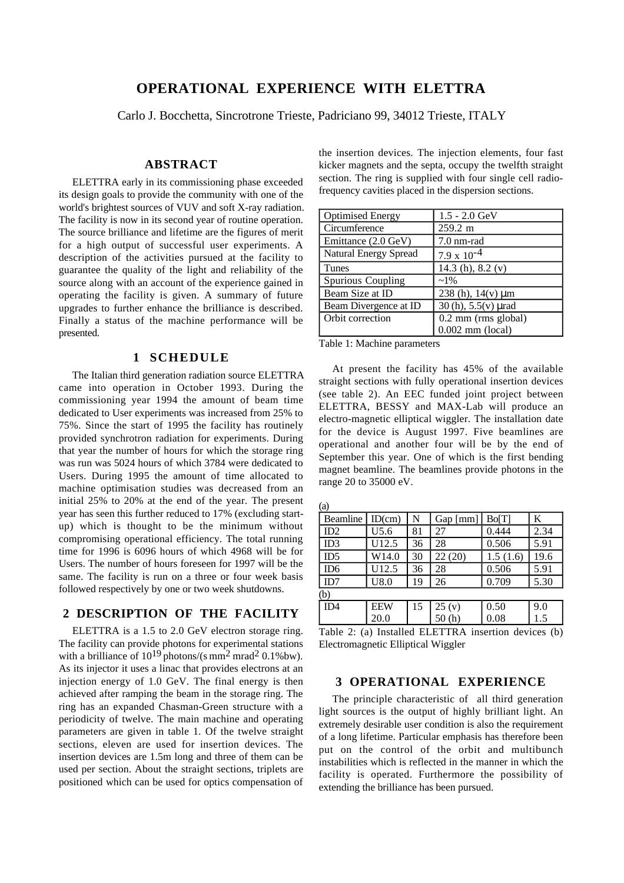# OPERATIONAL EXPERIENCE WITH ELETTRA

Carlo J. Bocchetta, Sincrotrone Trieste, Padriciano 99, 34012 Trieste, ITALY

## ABSTRACT

ELETTRA early in its commissioning phase exceeded its design goals to provide the community with one of the world's brightest sources of VUV and soft X-ray radiation. The facility is now in its second year of routine operation. The source brilliance and lifetime are the figures of merit for a high output of successful user experiments. A description of the activities pursued at the facility to guarantee the quality of the light and reliability of the source along with an account of the experience gained in operating the facility is given. A summary of future upgrades to further enhance the brilliance is described. Finally a status of the machine performance will be presented.

## 1 SCHEDULE

The Italian third generation radiation source ELETTRA came into operation in October 1993. During the commissioning year 1994 the amount of beam time dedicated to User experiments was increased from 25% to 75%. Since the start of 1995 the facility has routinely provided synchrotron radiation for experiments. During that year the number of hours for which the storage ring was run was 5024 hours of which 3784 were dedicated to Users. During 1995 the amount of time allocated to machine optimisation studies was decreased from an initial 25% to 20% at the end of the year. The present year has seen this further reduced to 17% (excluding start-up) which is thought to be the minimum without compromising operational efficiency. The total running time for 1996 is 6096 hours of which 4968 will be for Users. The number of hours foreseen for 1997 will be the same. The facility is run on a three or four week basis followed respectively by one or two week shutdowns.

## 2 DESCRIPTION OF THE FACILITY

ELETTRA is a 1.5 to 2.0 GeV electron storage ring. The facility can provide photons for experimental stations with a brilliance of $10^{19}$ photons/(s mm$^2$ mrad$^2$ 0.1%bw). As its injector it uses a linac that provides electrons at an injection energy of 1.0 GeV. The final energy is then achieved after ramping the beam in the storage ring. The ring has an expanded Chasman-Green structure with a periodicity of twelve. The main machine and operating parameters are given in table 1. Of the twelve straight sections, eleven are used for insertion devices. The insertion devices are 1.5m long and three of them can be used per section. About the straight sections, triplets are positioned which can be used for optics compensation of the insertion devices. The injection elements, four fast kicker magnets and the septa, occupy the twelfth straight section. The ring is supplied with four single cell radio-frequency cavities placed in the dispersion sections.

| | |
|---|---|
| Optimised Energy | 1.5 - 2.0 GeV |
| Circumference | 259.2 m |
| Emittance (2.0 GeV) | 7.0 nm-rad |
| Natural Energy Spread | $7.9 \times 10^{-4}$ |
| Tunes | 14.3 (h), 8.2 (v) |
| Spurious Coupling | ~1% |
| Beam Size at ID | 238 (h), 14(v) μm |
| Beam Divergence at ID | 30 (h), 5.5(v) μrad |
| Orbit correction | 0.2 mm (rms global)<br>0.002 mm (local) |

Table 1: Machine parameters

At present the facility has 45% of the available straight sections with fully operational insertion devices (see table 2). An EEC funded joint project between ELETTRA, BESSY and MAX-Lab will produce an electro-magnetic elliptical wiggler. The installation date for the device is August 1997. Five beamlines are operational and another four will be by the end of September this year. One of which is the first bending magnet beamline. The beamlines provide photons in the range 20 to 35000 eV.

| Beamline | ID(cm) | N | Gap [mm] | Bo[T] | K |
|---|---|---|---|---|---|
| (a) | | | | | |
| ID2 | U5.6 | 81 | 27 | 0.444 | 2.34 |
| ID3 | U12.5 | 36 | 28 | 0.506 | 5.91 |
| ID5 | W14.0 | 30 | 22 (20) | 1.5 (1.6) | 19.6 |
| ID6 | U12.5 | 36 | 28 | 0.506 | 5.91 |
| ID7 | U8.0 | 19 | 26 | 0.709 | 5.30 |
| (b) | | | | | |
| ID4 | EEW 20.0 | 15 | 25 (v)<br>50 (h) | 0.50<br>0.08 | 9.0<br>1.5 |

Table 2: (a) Installed ELETTRA insertion devices (b) Electromagnetic Elliptical Wiggler

## 3 OPERATIONAL EXPERIENCE

The principle characteristic of all third generation light sources is the output of highly brilliant light. An extremely desirable user condition is also the requirement of a long lifetime. Particular emphasis has therefore been put on the control of the orbit and multibunch instabilities which is reflected in the manner in which the facility is operated. Furthermore the possibility of extending the brilliance has been pursued.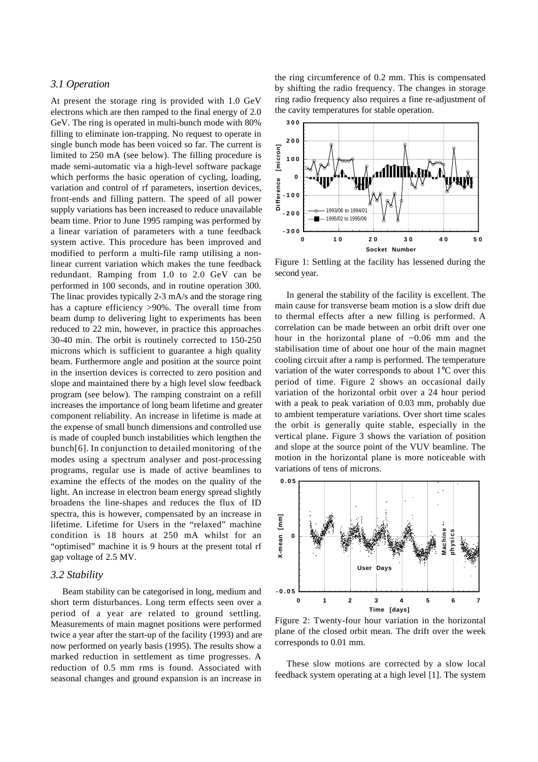### 3.1 Operation

At present the storage ring is provided with 1.0 GeV electrons which are then ramped to the final energy of 2.0 GeV. The ring is operated in multi-bunch mode with 80% filling to eliminate ion-trapping. No request to operate in single bunch mode has been voiced so far. The current is limited to 250 mA (see below). The filling procedure is made semi-automatic via a high-level software package which performs the basic operation of cycling, loading, variation and control of rf parameters, insertion devices, front-ends and filling pattern. The speed of all power supply variations has been increased to reduce unavailable beam time. Prior to June 1995 ramping was performed by a linear variation of parameters with a tune feedback system active. This procedure has been improved and modified to perform a multi-file ramp utilising a non-linear current variation which makes the tune feedback redundant. Ramping from 1.0 to 2.0 GeV can be performed in 100 seconds, and in routine operation 300. The linac provides typically 2-3 mA/s and the storage ring has a capture efficiency >90%. The overall time from beam dump to delivering light to experiments has been reduced to 22 min, however, in practice this approaches 30-40 min. The orbit is routinely corrected to 150-250 microns which is sufficient to guarantee a high quality beam. Furthermore angle and position at the source point in the insertion devices is corrected to zero position and slope and maintained there by a high level slow feedback program (see below). The ramping constraint on a refill increases the importance of long beam lifetime and greater component reliability. An increase in lifetime is made at the expense of small bunch dimensions and controlled use is made of coupled bunch instabilities which lengthen the bunch[6]. In conjunction to detailed monitoring of the modes using a spectrum analyser and post-processing programs, regular use is made of active beamlines to examine the effects of the modes on the quality of the light. An increase in electron beam energy spread slightly broadens the line-shapes and reduces the flux of ID spectra, this is however, compensated by an increase in lifetime. Lifetime for Users in the "relaxed" machine condition is 18 hours at 250 mA whilst for an "optimised" machine it is 9 hours at the present total rf gap voltage of 2.5 MV.

### 3.2 Stability

Beam stability can be categorised in long, medium and short term disturbances. Long term effects seen over a period of a year are related to ground settling. Measurements of main magnet positions were performed twice a year after the start-up of the facility (1993) and are now performed on yearly basis (1995). The results show a marked reduction in settlement as time progresses. A reduction of 0.5 mm rms is found. Associated with seasonal changes and ground expansion is an increase in the ring circumference of 0.2 mm. This is compensated by shifting the radio frequency. The changes in storage ring radio frequency also requires a fine re-adjustment of the cavity temperatures for stable operation.

Figure 1: Settling at the facility has lessened during the second year.

In general the stability of the facility is excellent. The main cause for transverse beam motion is a slow drift due to thermal effects after a new filling is performed. A correlation can be made between an orbit drift over one hour in the horizontal plane of ~0.06 mm and the stabilisation time of about one hour of the main magnet cooling circuit after a ramp is performed. The temperature variation of the water corresponds to about 1°C over this period of time. Figure 2 shows an occasional daily variation of the horizontal orbit over a 24 hour period with a peak to peak variation of 0.03 mm, probably due to ambient temperature variations. Over short time scales the orbit is generally quite stable, especially in the vertical plane. Figure 3 shows the variation of position and slope at the source point of the VUV beamline. The motion in the horizontal plane is more noticeable with variations of tens of microns.

Figure 2: Twenty-four hour variation in the horizontal plane of the closed orbit mean. The drift over the week corresponds to 0.01 mm.

These slow motions are corrected by a slow local feedback system operating at a high level [1]. The system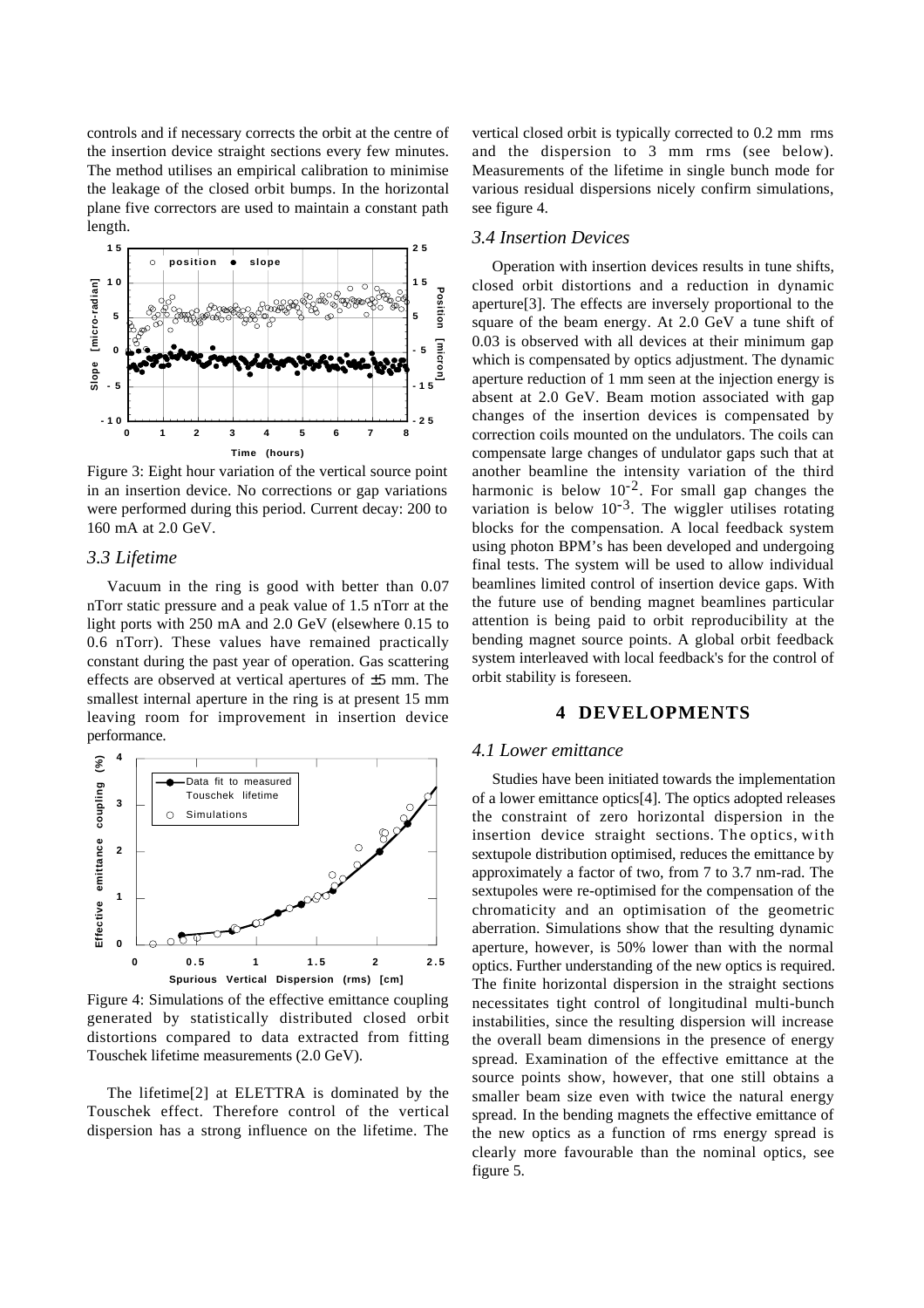controls and if necessary corrects the orbit at the centre of the insertion device straight sections every few minutes. The method utilises an empirical calibration to minimise the leakage of the closed orbit bumps. In the horizontal plane five correctors are used to maintain a constant path length.

Figure 3: Eight hour variation of the vertical source point in an insertion device. No corrections or gap variations were performed during this period. Current decay: 200 to 160 mA at 2.0 GeV.

### *3.3 Lifetime*

Vacuum in the ring is good with better than 0.07 nTorr static pressure and a peak value of 1.5 nTorr at the light ports with 250 mA and 2.0 GeV (elsewhere 0.15 to 0.6 nTorr). These values have remained practically constant during the past year of operation. Gas scattering effects are observed at vertical apertures of ±5 mm. The smallest internal aperture in the ring is at present 15 mm leaving room for improvement in insertion device performance.

Figure 4: Simulations of the effective emittance coupling generated by statistically distributed closed orbit distortions compared to data extracted from fitting Touschek lifetime measurements (2.0 GeV).

The lifetime[2] at ELETTRA is dominated by the Touschek effect. Therefore control of the vertical dispersion has a strong influence on the lifetime. The vertical closed orbit is typically corrected to 0.2 mm rms and the dispersion to 3 mm rms (see below). Measurements of the lifetime in single bunch mode for various residual dispersions nicely confirm simulations, see figure 4.

### *3.4 Insertion Devices*

Operation with insertion devices results in tune shifts, closed orbit distortions and a reduction in dynamic aperture[3]. The effects are inversely proportional to the square of the beam energy. At 2.0 GeV a tune shift of 0.03 is observed with all devices at their minimum gap which is compensated by optics adjustment. The dynamic aperture reduction of 1 mm seen at the injection energy is absent at 2.0 GeV. Beam motion associated with gap changes of the insertion devices is compensated by correction coils mounted on the undulators. The coils can compensate large changes of undulator gaps such that at another beamline the intensity variation of the third harmonic is below $10^{-2}$. For small gap changes the variation is below $10^{-3}$. The wiggler utilises rotating blocks for the compensation. A local feedback system using photon BPM's has been developed and undergoing final tests. The system will be used to allow individual beamlines limited control of insertion device gaps. With the future use of bending magnet beamlines particular attention is being paid to orbit reproducibility at the bending magnet source points. A global orbit feedback system interleaved with local feedback's for the control of orbit stability is foreseen.

## 4 DEVELOPMENTS

### *4.1 Lower emittance*

Studies have been initiated towards the implementation of a lower emittance optics[4]. The optics adopted releases the constraint of zero horizontal dispersion in the insertion device straight sections. The optics, with sextupole distribution optimised, reduces the emittance by approximately a factor of two, from 7 to 3.7 nm-rad. The sextupoles were re-optimised for the compensation of the chromaticity and an optimisation of the geometric aberration. Simulations show that the resulting dynamic aperture, however, is 50% lower than with the normal optics. Further understanding of the new optics is required. The finite horizontal dispersion in the straight sections necessitates tight control of longitudinal multi-bunch instabilities, since the resulting dispersion will increase the overall beam dimensions in the presence of energy spread. Examination of the effective emittance at the source points show, however, that one still obtains a smaller beam size even with twice the natural energy spread. In the bending magnets the effective emittance of the new optics as a function of rms energy spread is clearly more favourable than the nominal optics, see figure 5.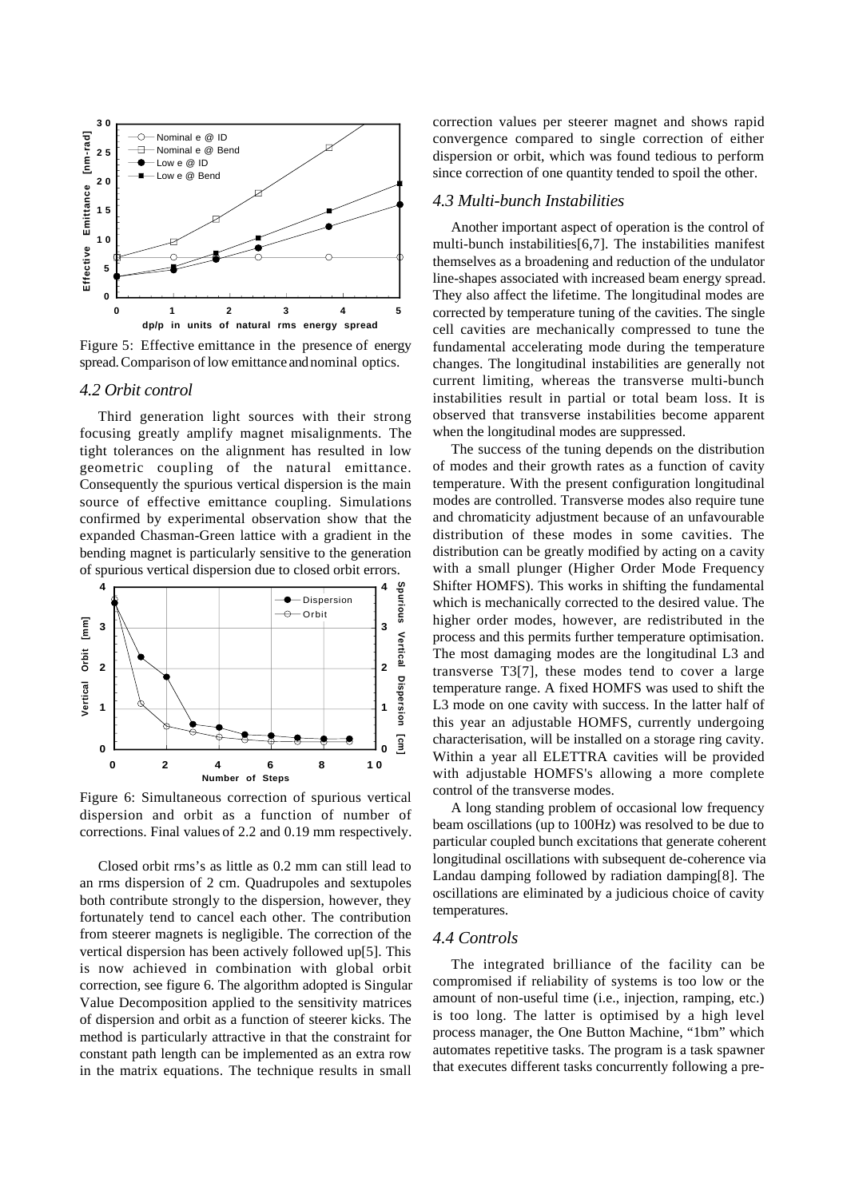Figure 5: Effective emittance in the presence of energy spread. Comparison of low emittance and nominal optics.

### 4.2 Orbit control

Third generation light sources with their strong focusing greatly amplify magnet misalignments. The tight tolerances on the alignment has resulted in low geometric coupling of the natural emittance. Consequently the spurious vertical dispersion is the main source of effective emittance coupling. Simulations confirmed by experimental observation show that the expanded Chasman-Green lattice with a gradient in the bending magnet is particularly sensitive to the generation of spurious vertical dispersion due to closed orbit errors.

Figure 6: Simultaneous correction of spurious vertical dispersion and orbit as a function of number of corrections. Final values of 2.2 and 0.19 mm respectively.

Closed orbit rms's as little as 0.2 mm can still lead to an rms dispersion of 2 cm. Quadrupoles and sextupoles both contribute strongly to the dispersion, however, they fortunately tend to cancel each other. The contribution from steerer magnets is negligible. The correction of the vertical dispersion has been actively followed up[5]. This is now achieved in combination with global orbit correction, see figure 6. The algorithm adopted is Singular Value Decomposition applied to the sensitivity matrices of dispersion and orbit as a function of steerer kicks. The method is particularly attractive in that the constraint for constant path length can be implemented as an extra row in the matrix equations. The technique results in small correction values per steerer magnet and shows rapid convergence compared to single correction of either dispersion or orbit, which was found tedious to perform since correction of one quantity tended to spoil the other.

### 4.3 Multi-bunch Instabilities

Another important aspect of operation is the control of multi-bunch instabilities[6,7]. The instabilities manifest themselves as a broadening and reduction of the undulator line-shapes associated with increased beam energy spread. They also affect the lifetime. The longitudinal modes are corrected by temperature tuning of the cavities. The single cell cavities are mechanically compressed to tune the fundamental accelerating mode during the temperature changes. The longitudinal instabilities are generally not current limiting, whereas the transverse multi-bunch instabilities result in partial or total beam loss. It is observed that transverse instabilities become apparent when the longitudinal modes are suppressed.

The success of the tuning depends on the distribution of modes and their growth rates as a function of cavity temperature. With the present configuration longitudinal modes are controlled. Transverse modes also require tune and chromaticity adjustment because of an unfavourable distribution of these modes in some cavities. The distribution can be greatly modified by acting on a cavity with a small plunger (Higher Order Mode Frequency Shifter HOMFS). This works in shifting the fundamental which is mechanically corrected to the desired value. The higher order modes, however, are redistributed in the process and this permits further temperature optimisation. The most damaging modes are the longitudinal L3 and transverse T3[7], these modes tend to cover a large temperature range. A fixed HOMFS was used to shift the L3 mode on one cavity with success. In the latter half of this year an adjustable HOMFS, currently undergoing characterisation, will be installed on a storage ring cavity. Within a year all ELETTRA cavities will be provided with adjustable HOMFS's allowing a more complete control of the transverse modes.

A long standing problem of occasional low frequency beam oscillations (up to 100Hz) was resolved to be due to particular coupled bunch excitations that generate coherent longitudinal oscillations with subsequent de-coherence via Landau damping followed by radiation damping[8]. The oscillations are eliminated by a judicious choice of cavity temperatures.

### 4.4 Controls

The integrated brilliance of the facility can be compromised if reliability of systems is too low or the amount of non-useful time (i.e., injection, ramping, etc.) is too long. The latter is optimised by a high level process manager, the One Button Machine, "1bm" which automates repetitive tasks. The program is a task spawner that executes different tasks concurrently following a pre-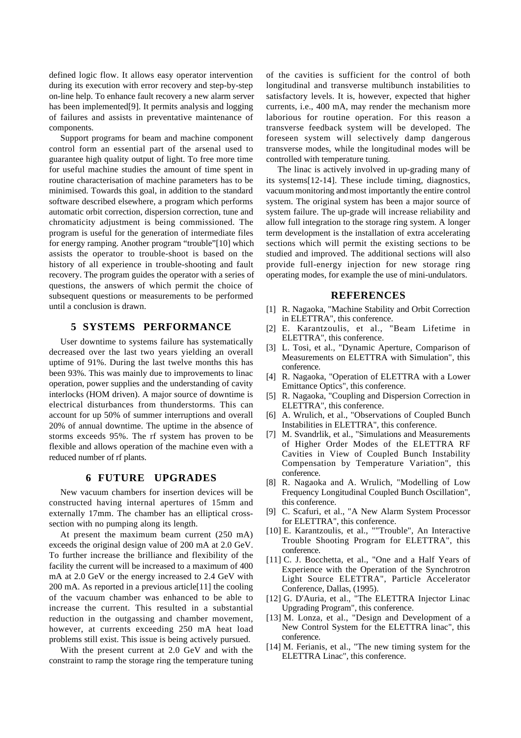defined logic flow. It allows easy operator intervention during its execution with error recovery and step-by-step on-line help. To enhance fault recovery a new alarm server has been implemented[9]. It permits analysis and logging of failures and assists in preventative maintenance of components.

Support programs for beam and machine component control form an essential part of the arsenal used to guarantee high quality output of light. To free more time for useful machine studies the amount of time spent in routine characterisation of machine parameters has to be minimised. Towards this goal, in addition to the standard software described elsewhere, a program which performs automatic orbit correction, dispersion correction, tune and chromaticity adjustment is being commissioned. The program is useful for the generation of intermediate files for energy ramping. Another program "trouble"[10] which assists the operator to trouble-shoot is based on the history of all experience in trouble-shooting and fault recovery. The program guides the operator with a series of questions, the answers of which permit the choice of subsequent questions or measurements to be performed until a conclusion is drawn.

## 5 SYSTEMS PERFORMANCE

User downtime to systems failure has systematically decreased over the last two years yielding an overall uptime of 91%. During the last twelve months this has been 93%. This was mainly due to improvements to linac operation, power supplies and the understanding of cavity interlocks (HOM driven). A major source of downtime is electrical disturbances from thunderstorms. This can account for up 50% of summer interruptions and overall 20% of annual downtime. The uptime in the absence of storms exceeds 95%. The rf system has proven to be flexible and allows operation of the machine even with a reduced number of rf plants.

## 6 FUTURE UPGRADES

New vacuum chambers for insertion devices will be constructed having internal apertures of 15mm and externally 17mm. The chamber has an elliptical cross-section with no pumping along its length.

At present the maximum beam current (250 mA) exceeds the original design value of 200 mA at 2.0 GeV. To further increase the brilliance and flexibility of the facility the current will be increased to a maximum of 400 mA at 2.0 GeV or the energy increased to 2.4 GeV with 200 mA. As reported in a previous article[11] the cooling of the vacuum chamber was enhanced to be able to increase the current. This resulted in a substantial reduction in the outgassing and chamber movement, however, at currents exceeding 250 mA heat load problems still exist. This issue is being actively pursued.

With the present current at 2.0 GeV and with the constraint to ramp the storage ring the temperature tuning of the cavities is sufficient for the control of both longitudinal and transverse multibunch instabilities to satisfactory levels. It is, however, expected that higher currents, i.e., 400 mA, may render the mechanism more laborious for routine operation. For this reason a transverse feedback system will be developed. The foreseen system will selectively damp dangerous transverse modes, while the longitudinal modes will be controlled with temperature tuning.

The linac is actively involved in up-grading many of its systems[12-14]. These include timing, diagnostics, vacuum monitoring and most importantly the entire control system. The original system has been a major source of system failure. The up-grade will increase reliability and allow full integration to the storage ring system. A longer term development is the installation of extra accelerating sections which will permit the existing sections to be studied and improved. The additional sections will also provide full-energy injection for new storage ring operating modes, for example the use of mini-undulators.

## REFERENCES

[1] R. Nagaoka, "Machine Stability and Orbit Correction in ELETTRA", this conference.

[2] E. Karantzoulis, et al., "Beam Lifetime in ELETTRA", this conference.

[3] L. Tosi, et al., "Dynamic Aperture, Comparison of Measurements on ELETTRA with Simulation", this conference.

[4] R. Nagaoka, "Operation of ELETTRA with a Lower Emittance Optics", this conference.

[5] R. Nagaoka, "Coupling and Dispersion Correction in ELETTRA", this conference.

[6] A. Wrulich, et al., "Observations of Coupled Bunch Instabilities in ELETTRA", this conference.

[7] M. Svandrlik, et al., "Simulations and Measurements of Higher Order Modes of the ELETTRA RF Cavities in View of Coupled Bunch Instability Compensation by Temperature Variation", this conference.

[8] R. Nagaoka and A. Wrulich, "Modelling of Low Frequency Longitudinal Coupled Bunch Oscillation", this conference.

[9] C. Scafuri, et al., "A New Alarm System Processor for ELETTRA", this conference.

[10] E. Karantzoulis, et al., ""Trouble", An Interactive Trouble Shooting Program for ELETTRA", this conference.

[11] C. J. Bocchetta, et al., "One and a Half Years of Experience with the Operation of the Synchrotron Light Source ELETTRA", Particle Accelerator Conference, Dallas, (1995).

[12] G. D'Auria, et al., "The ELETTRA Injector Linac Upgrading Program", this conference.

[13] M. Lonza, et al., "Design and Development of a New Control System for the ELETTRA linac", this conference.

[14] M. Ferianis, et al., "The new timing system for the ELETTRA Linac", this conference.